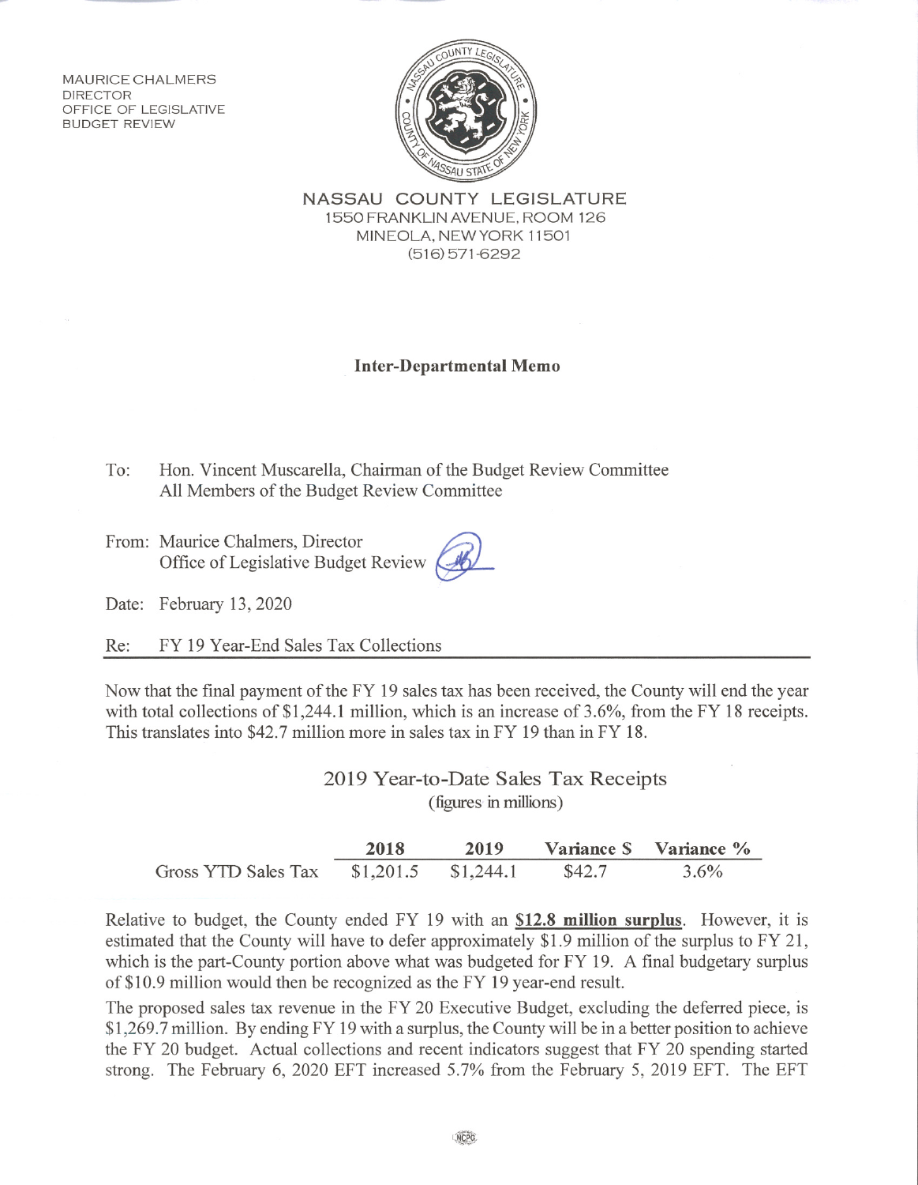MAURICE CHALMERS
DIRECTOR
OFFICE OF LEGISLATIVE
BUDGET REVIEW

**NASSAU COUNTY LEGISLATURE**
1550 FRANKLIN AVENUE, ROOM 126
MINEOLA, NEW YORK 11501
(516) 571-6292

### Inter-Departmental Memo

To: Hon. Vincent Muscarella, Chairman of the Budget Review Committee
All Members of the Budget Review Committee

From: Maurice Chalmers, Director
Office of Legislative Budget Review

Date: February 13, 2020

Re: FY 19 Year-End Sales Tax Collections

Now that the final payment of the FY 19 sales tax has been received, the County will end the year with total collections of $1,244.1 million, which is an increase of 3.6%, from the FY 18 receipts. This translates into $42.7 million more in sales tax in FY 19 than in FY 18.

2019 Year-to-Date Sales Tax Receipts
(figures in millions)

| | 2018 | 2019 | Variance $ | Variance % |
|---|---|---|---|---|
| Gross YTD Sales Tax | $1,201.5 | $1,244.1 | $42.7 | 3.6% |

Relative to budget, the County ended FY 19 with an **$12.8 million surplus**. However, it is estimated that the County will have to defer approximately $1.9 million of the surplus to FY 21, which is the part-County portion above what was budgeted for FY 19. A final budgetary surplus of $10.9 million would then be recognized as the FY 19 year-end result.

The proposed sales tax revenue in the FY 20 Executive Budget, excluding the deferred piece, is $1,269.7 million. By ending FY 19 with a surplus, the County will be in a better position to achieve the FY 20 budget. Actual collections and recent indicators suggest that FY 20 spending started strong. The February 6, 2020 EFT increased 5.7% from the February 5, 2019 EFT. The EFT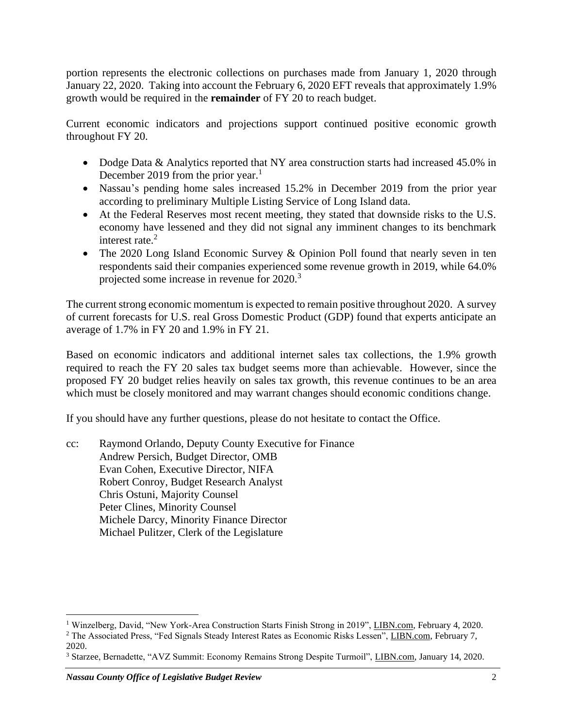portion represents the electronic collections on purchases made from January 1, 2020 through January 22, 2020. Taking into account the February 6, 2020 EFT reveals that approximately 1.9% growth would be required in the **remainder** of FY 20 to reach budget.

Current economic indicators and projections support continued positive economic growth throughout FY 20.

- Dodge Data & Analytics reported that NY area construction starts had increased 45.0% in December 2019 from the prior year.[1]
- Nassau's pending home sales increased 15.2% in December 2019 from the prior year according to preliminary Multiple Listing Service of Long Island data.
- At the Federal Reserves most recent meeting, they stated that downside risks to the U.S. economy have lessened and they did not signal any imminent changes to its benchmark interest rate.[2]
- The 2020 Long Island Economic Survey & Opinion Poll found that nearly seven in ten respondents said their companies experienced some revenue growth in 2019, while 64.0% projected some increase in revenue for 2020.[3]

The current strong economic momentum is expected to remain positive throughout 2020. A survey of current forecasts for U.S. real Gross Domestic Product (GDP) found that experts anticipate an average of 1.7% in FY 20 and 1.9% in FY 21.

Based on economic indicators and additional internet sales tax collections, the 1.9% growth required to reach the FY 20 sales tax budget seems more than achievable. However, since the proposed FY 20 budget relies heavily on sales tax growth, this revenue continues to be an area which must be closely monitored and may warrant changes should economic conditions change.

If you should have any further questions, please do not hesitate to contact the Office.

cc: Raymond Orlando, Deputy County Executive for Finance
Andrew Persich, Budget Director, OMB
Evan Cohen, Executive Director, NIFA
Robert Conroy, Budget Research Analyst
Chris Ostuni, Majority Counsel
Peter Clines, Minority Counsel
Michele Darcy, Minority Finance Director
Michael Pulitzer, Clerk of the Legislature

---

[1] Winzelberg, David, "New York-Area Construction Starts Finish Strong in 2019", LIBN.com, February 4, 2020.

[2] The Associated Press, "Fed Signals Steady Interest Rates as Economic Risks Lessen", LIBN.com, February 7, 2020.

[3] Starzee, Bernadette, "AVZ Summit: Economy Remains Strong Despite Turmoil", LIBN.com, January 14, 2020.